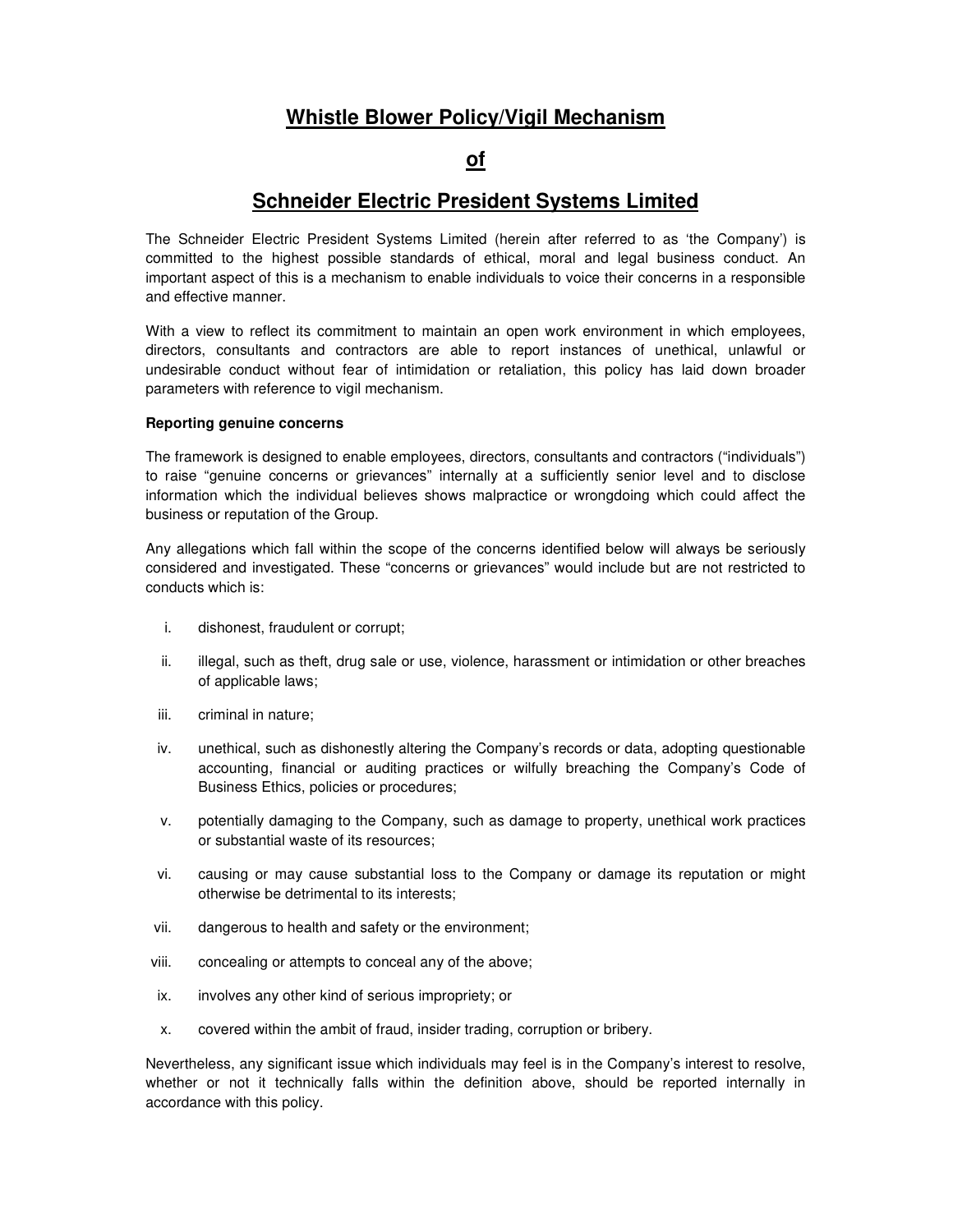# Whistle Blower Policy/Vigil Mechanism

# of

# Schneider Electric President Systems Limited

The Schneider Electric President Systems Limited (herein after referred to as 'the Company') is committed to the highest possible standards of ethical, moral and legal business conduct. An important aspect of this is a mechanism to enable individuals to voice their concerns in a responsible and effective manner.

With a view to reflect its commitment to maintain an open work environment in which employees, directors, consultants and contractors are able to report instances of unethical, unlawful or undesirable conduct without fear of intimidation or retaliation, this policy has laid down broader parameters with reference to vigil mechanism.

**Reporting genuine concerns**

The framework is designed to enable employees, directors, consultants and contractors ("individuals") to raise "genuine concerns or grievances" internally at a sufficiently senior level and to disclose information which the individual believes shows malpractice or wrongdoing which could affect the business or reputation of the Group.

Any allegations which fall within the scope of the concerns identified below will always be seriously considered and investigated. These "concerns or grievances" would include but are not restricted to conducts which is:

i. dishonest, fraudulent or corrupt;

ii. illegal, such as theft, drug sale or use, violence, harassment or intimidation or other breaches of applicable laws;

iii. criminal in nature;

iv. unethical, such as dishonestly altering the Company's records or data, adopting questionable accounting, financial or auditing practices or wilfully breaching the Company's Code of Business Ethics, policies or procedures;

v. potentially damaging to the Company, such as damage to property, unethical work practices or substantial waste of its resources;

vi. causing or may cause substantial loss to the Company or damage its reputation or might otherwise be detrimental to its interests;

vii. dangerous to health and safety or the environment;

viii. concealing or attempts to conceal any of the above;

ix. involves any other kind of serious impropriety; or

x. covered within the ambit of fraud, insider trading, corruption or bribery.

Nevertheless, any significant issue which individuals may feel is in the Company's interest to resolve, whether or not it technically falls within the definition above, should be reported internally in accordance with this policy.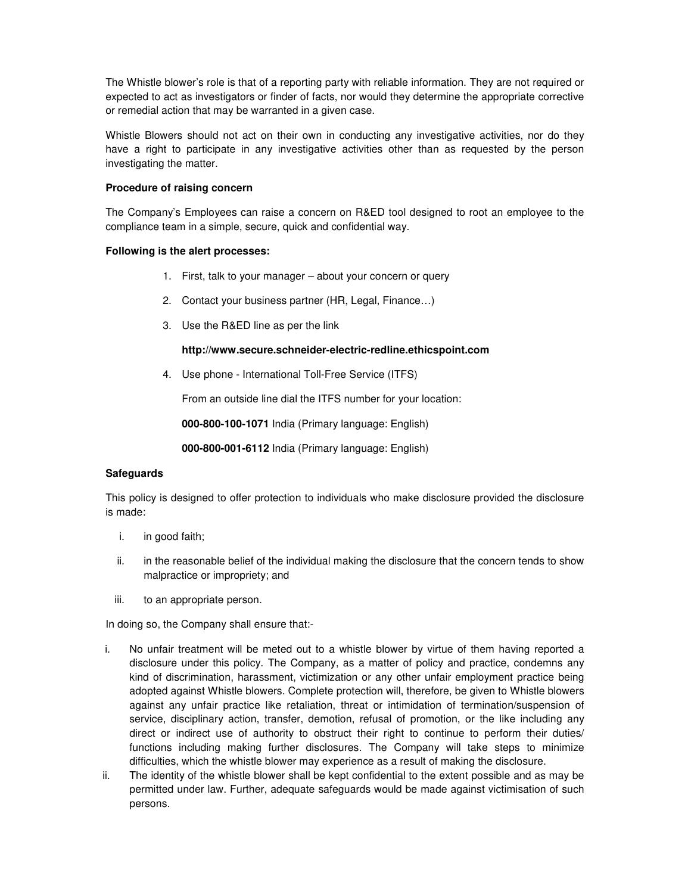The Whistle blower's role is that of a reporting party with reliable information. They are not required or expected to act as investigators or finder of facts, nor would they determine the appropriate corrective or remedial action that may be warranted in a given case.

Whistle Blowers should not act on their own in conducting any investigative activities, nor do they have a right to participate in any investigative activities other than as requested by the person investigating the matter.

**Procedure of raising concern**

The Company's Employees can raise a concern on R&ED tool designed to root an employee to the compliance team in a simple, secure, quick and confidential way.

**Following is the alert processes:**

1. First, talk to your manager – about your concern or query
2. Contact your business partner (HR, Legal, Finance…)
3. Use the R&ED line as per the link

   **http://www.secure.schneider-electric-redline.ethicspoint.com**

4. Use phone - International Toll-Free Service (ITFS)

   From an outside line dial the ITFS number for your location:

   **000-800-100-1071** India (Primary language: English)

   **000-800-001-6112** India (Primary language: English)

**Safeguards**

This policy is designed to offer protection to individuals who make disclosure provided the disclosure is made:

i. in good faith;

ii. in the reasonable belief of the individual making the disclosure that the concern tends to show malpractice or impropriety; and

iii. to an appropriate person.

In doing so, the Company shall ensure that:-

i. No unfair treatment will be meted out to a whistle blower by virtue of them having reported a disclosure under this policy. The Company, as a matter of policy and practice, condemns any kind of discrimination, harassment, victimization or any other unfair employment practice being adopted against Whistle blowers. Complete protection will, therefore, be given to Whistle blowers against any unfair practice like retaliation, threat or intimidation of termination/suspension of service, disciplinary action, transfer, demotion, refusal of promotion, or the like including any direct or indirect use of authority to obstruct their right to continue to perform their duties/ functions including making further disclosures. The Company will take steps to minimize difficulties, which the whistle blower may experience as a result of making the disclosure.

ii. The identity of the whistle blower shall be kept confidential to the extent possible and as may be permitted under law. Further, adequate safeguards would be made against victimisation of such persons.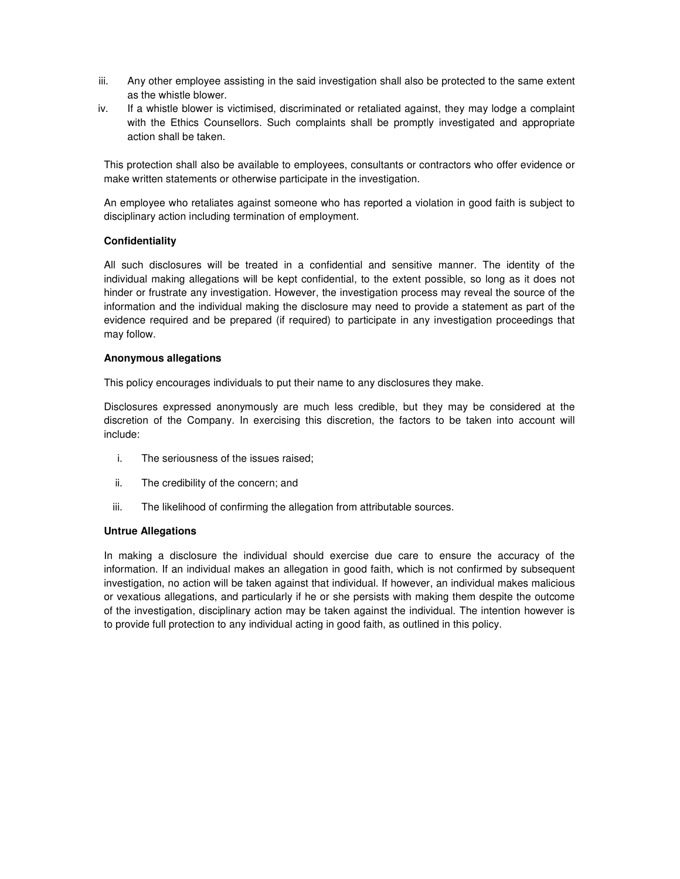iii. Any other employee assisting in the said investigation shall also be protected to the same extent as the whistle blower.

iv. If a whistle blower is victimised, discriminated or retaliated against, they may lodge a complaint with the Ethics Counsellors. Such complaints shall be promptly investigated and appropriate action shall be taken.

This protection shall also be available to employees, consultants or contractors who offer evidence or make written statements or otherwise participate in the investigation.

An employee who retaliates against someone who has reported a violation in good faith is subject to disciplinary action including termination of employment.

**Confidentiality**

All such disclosures will be treated in a confidential and sensitive manner. The identity of the individual making allegations will be kept confidential, to the extent possible, so long as it does not hinder or frustrate any investigation. However, the investigation process may reveal the source of the information and the individual making the disclosure may need to provide a statement as part of the evidence required and be prepared (if required) to participate in any investigation proceedings that may follow.

**Anonymous allegations**

This policy encourages individuals to put their name to any disclosures they make.

Disclosures expressed anonymously are much less credible, but they may be considered at the discretion of the Company. In exercising this discretion, the factors to be taken into account will include:

i. The seriousness of the issues raised;

ii. The credibility of the concern; and

iii. The likelihood of confirming the allegation from attributable sources.

**Untrue Allegations**

In making a disclosure the individual should exercise due care to ensure the accuracy of the information. If an individual makes an allegation in good faith, which is not confirmed by subsequent investigation, no action will be taken against that individual. If however, an individual makes malicious or vexatious allegations, and particularly if he or she persists with making them despite the outcome of the investigation, disciplinary action may be taken against the individual. The intention however is to provide full protection to any individual acting in good faith, as outlined in this policy.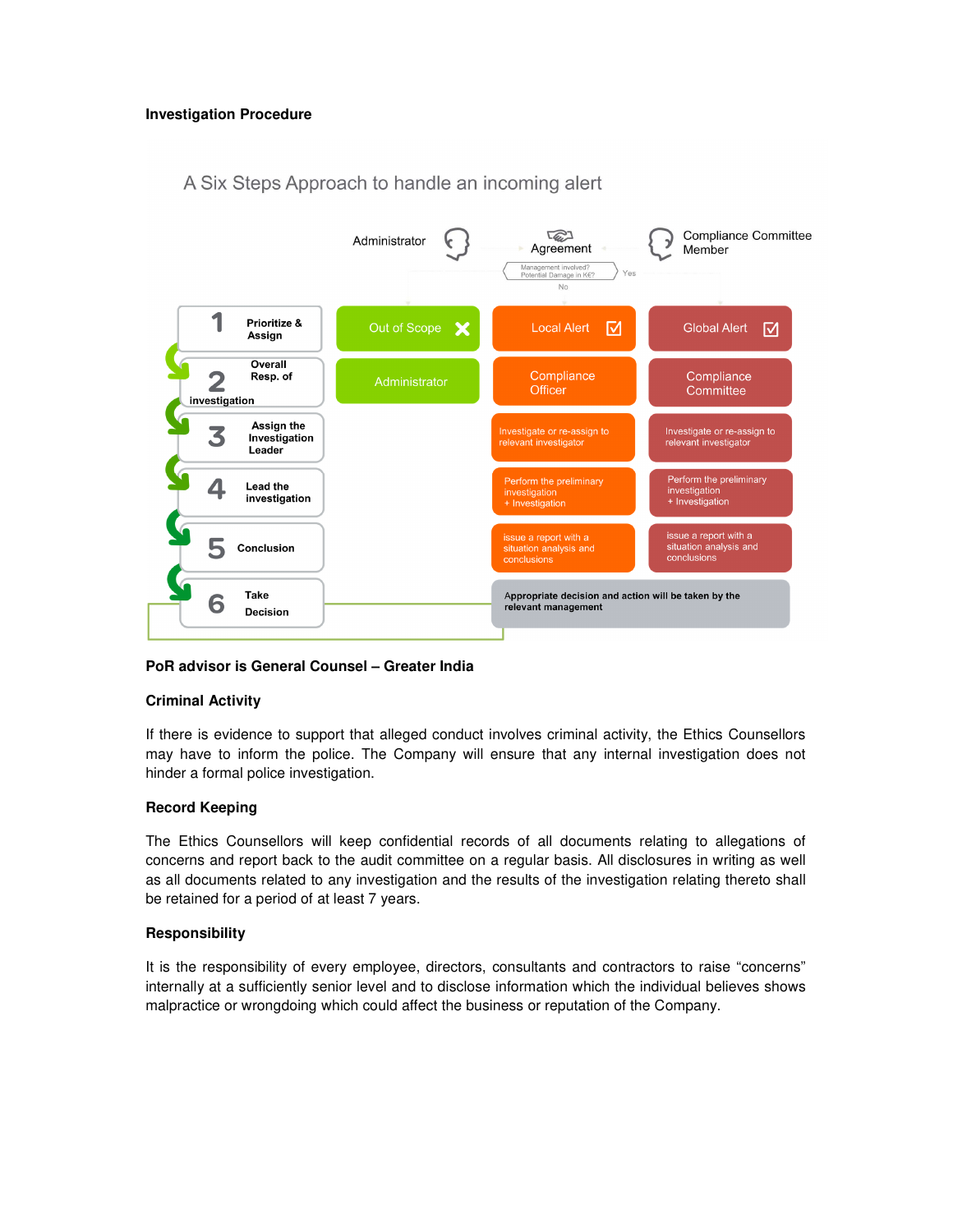**Investigation Procedure**

A Six Steps Approach to handle an incoming alert

Administrator

Agreement

Management involved? Potential Damage in K€?

Yes

No

Compliance Committee Member

1 Prioritize & Assign

2 Overall Resp. of investigation

3 Assign the Investigation Leader

4 Lead the investigation

5 Conclusion

6 Take Decision

Out of Scope

Administrator

Local Alert

Compliance Officer

Investigate or re-assign to relevant investigator

Perform the preliminary investigation + Investigation

issue a report with a situation analysis and conclusions

Global Alert

Compliance Committee

Investigate or re-assign to relevant investigator

Perform the preliminary investigation + Investigation

issue a report with a situation analysis and conclusions

Appropriate decision and action will be taken by the relevant management

**PoR advisor is General Counsel – Greater India**

**Criminal Activity**

If there is evidence to support that alleged conduct involves criminal activity, the Ethics Counsellors may have to inform the police. The Company will ensure that any internal investigation does not hinder a formal police investigation.

**Record Keeping**

The Ethics Counsellors will keep confidential records of all documents relating to allegations of concerns and report back to the audit committee on a regular basis. All disclosures in writing as well as all documents related to any investigation and the results of the investigation relating thereto shall be retained for a period of at least 7 years.

**Responsibility**

It is the responsibility of every employee, directors, consultants and contractors to raise "concerns" internally at a sufficiently senior level and to disclose information which the individual believes shows malpractice or wrongdoing which could affect the business or reputation of the Company.